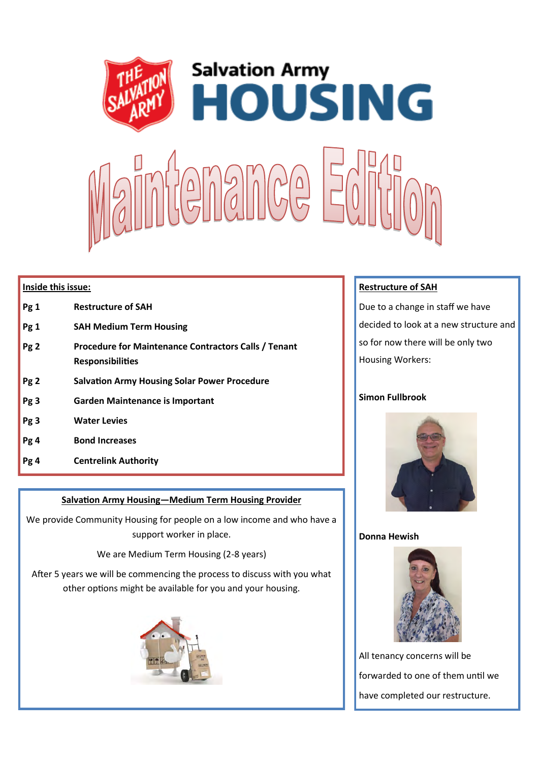# Salvation Army HOUSING

# Maintenance Edition

**Inside this issue:**

| | |
|---|---|
| **Pg 1** | **Restructure of SAH** |
| **Pg 1** | **SAH Medium Term Housing** |
| **Pg 2** | **Procedure for Maintenance Contractors Calls / Tenant Responsibilities** |
| **Pg 2** | **Salvation Army Housing Solar Power Procedure** |
| **Pg 3** | **Garden Maintenance is Important** |
| **Pg 3** | **Water Levies** |
| **Pg 4** | **Bond Increases** |
| **Pg 4** | **Centrelink Authority** |

## Salvation Army Housing—Medium Term Housing Provider

We provide Community Housing for people on a low income and who have a support worker in place.

We are Medium Term Housing (2-8 years)

After 5 years we will be commencing the process to discuss with you what other options might be available for you and your housing.

## Restructure of SAH

Due to a change in staff we have decided to look at a new structure and so for now there will be only two Housing Workers:

**Simon Fullbrook**

**Donna Hewish**

All tenancy concerns will be forwarded to one of them until we have completed our restructure.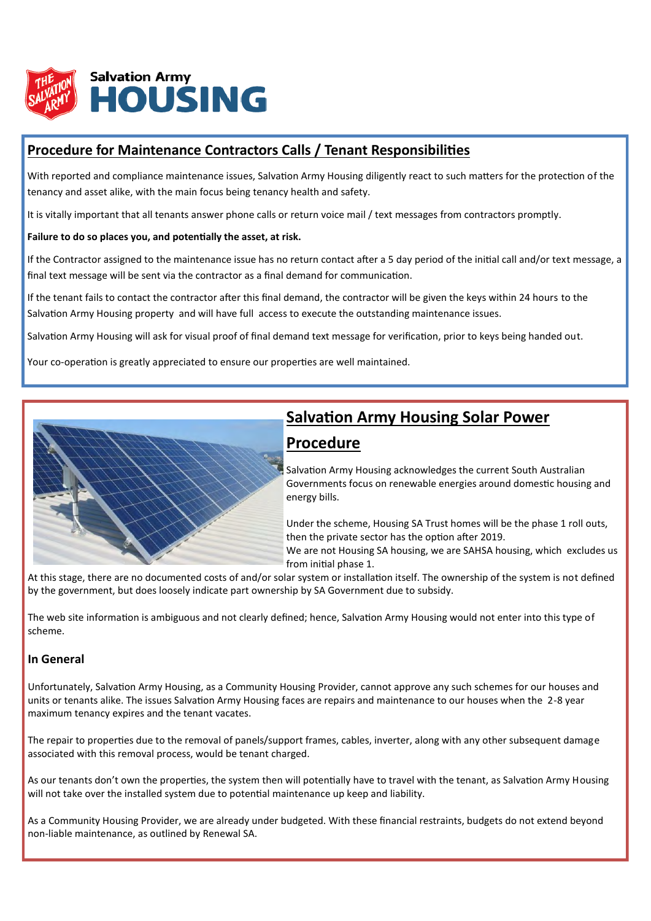Salvation Army

# HOUSING

## Procedure for Maintenance Contractors Calls / Tenant Responsibilities

With reported and compliance maintenance issues, Salvation Army Housing diligently react to such matters for the protection of the tenancy and asset alike, with the main focus being tenancy health and safety.

It is vitally important that all tenants answer phone calls or return voice mail / text messages from contractors promptly.

**Failure to do so places you, and potentially the asset, at risk.**

If the Contractor assigned to the maintenance issue has no return contact after a 5 day period of the initial call and/or text message, a final text message will be sent via the contractor as a final demand for communication.

If the tenant fails to contact the contractor after this final demand, the contractor will be given the keys within 24 hours to the Salvation Army Housing property and will have full access to execute the outstanding maintenance issues.

Salvation Army Housing will ask for visual proof of final demand text message for verification, prior to keys being handed out.

Your co-operation is greatly appreciated to ensure our properties are well maintained.

## Salvation Army Housing Solar Power Procedure

Salvation Army Housing acknowledges the current South Australian Governments focus on renewable energies around domestic housing and energy bills.

Under the scheme, Housing SA Trust homes will be the phase 1 roll outs, then the private sector has the option after 2019.
We are not Housing SA housing, we are SAHSA housing, which excludes us from initial phase 1.

At this stage, there are no documented costs of and/or solar system or installation itself. The ownership of the system is not defined by the government, but does loosely indicate part ownership by SA Government due to subsidy.

The web site information is ambiguous and not clearly defined; hence, Salvation Army Housing would not enter into this type of scheme.

### In General

Unfortunately, Salvation Army Housing, as a Community Housing Provider, cannot approve any such schemes for our houses and units or tenants alike. The issues Salvation Army Housing faces are repairs and maintenance to our houses when the 2-8 year maximum tenancy expires and the tenant vacates.

The repair to properties due to the removal of panels/support frames, cables, inverter, along with any other subsequent damage associated with this removal process, would be tenant charged.

As our tenants don't own the properties, the system then will potentially have to travel with the tenant, as Salvation Army Housing will not take over the installed system due to potential maintenance up keep and liability.

As a Community Housing Provider, we are already under budgeted. With these financial restraints, budgets do not extend beyond non-liable maintenance, as outlined by Renewal SA.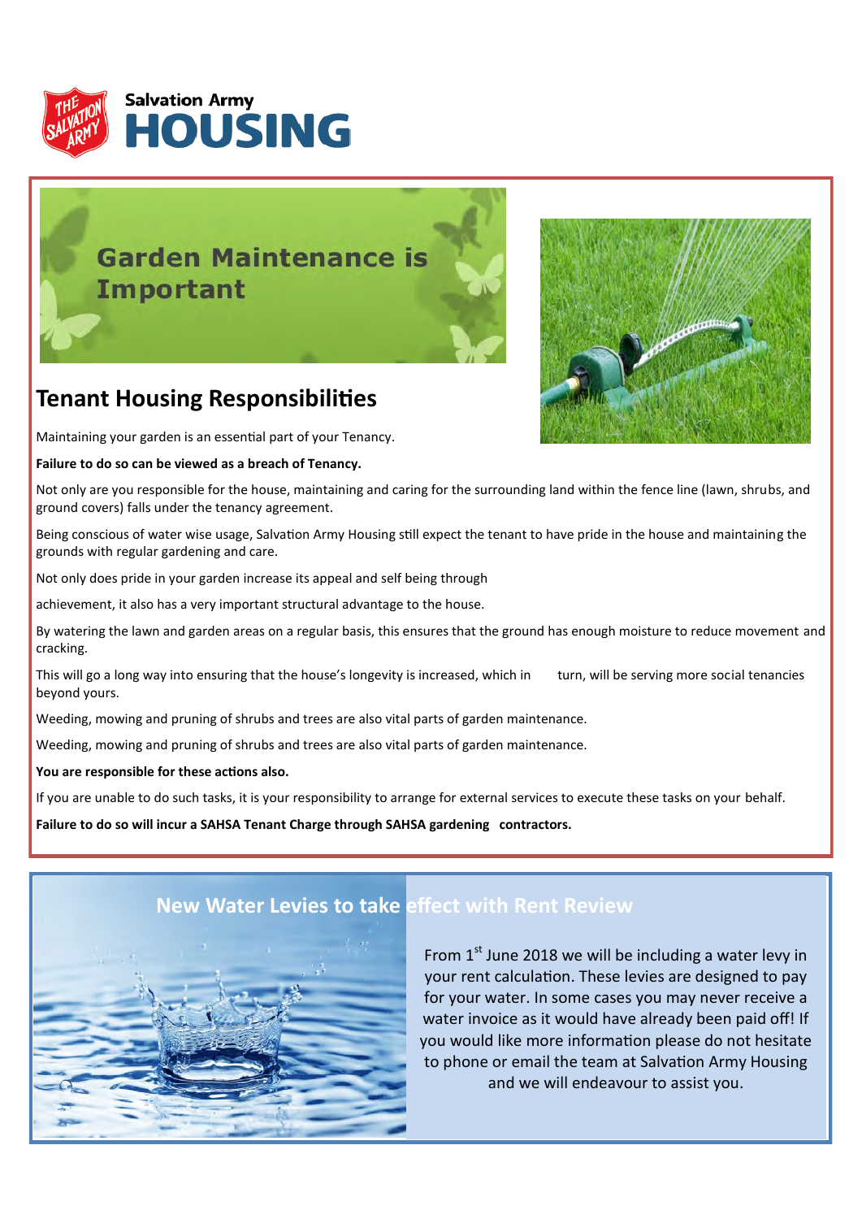# Salvation Army HOUSING

## Garden Maintenance is Important

## Tenant Housing Responsibilities

Maintaining your garden is an essential part of your Tenancy.

**Failure to do so can be viewed as a breach of Tenancy.**

Not only are you responsible for the house, maintaining and caring for the surrounding land within the fence line (lawn, shrubs, and ground covers) falls under the tenancy agreement.

Being conscious of water wise usage, Salvation Army Housing still expect the tenant to have pride in the house and maintaining the grounds with regular gardening and care.

Not only does pride in your garden increase its appeal and self being through

achievement, it also has a very important structural advantage to the house.

By watering the lawn and garden areas on a regular basis, this ensures that the ground has enough moisture to reduce movement and cracking.

This will go a long way into ensuring that the house's longevity is increased, which in turn, will be serving more social tenancies beyond yours.

Weeding, mowing and pruning of shrubs and trees are also vital parts of garden maintenance.

Weeding, mowing and pruning of shrubs and trees are also vital parts of garden maintenance.

**You are responsible for these actions also.**

If you are unable to do such tasks, it is your responsibility to arrange for external services to execute these tasks on your behalf.

**Failure to do so will incur a SAHSA Tenant Charge through SAHSA gardening contractors.**

## New Water Levies to take effect with Rent Review

From 1st June 2018 we will be including a water levy in your rent calculation. These levies are designed to pay for your water. In some cases you may never receive a water invoice as it would have already been paid off! If you would like more information please do not hesitate to phone or email the team at Salvation Army Housing and we will endeavour to assist you.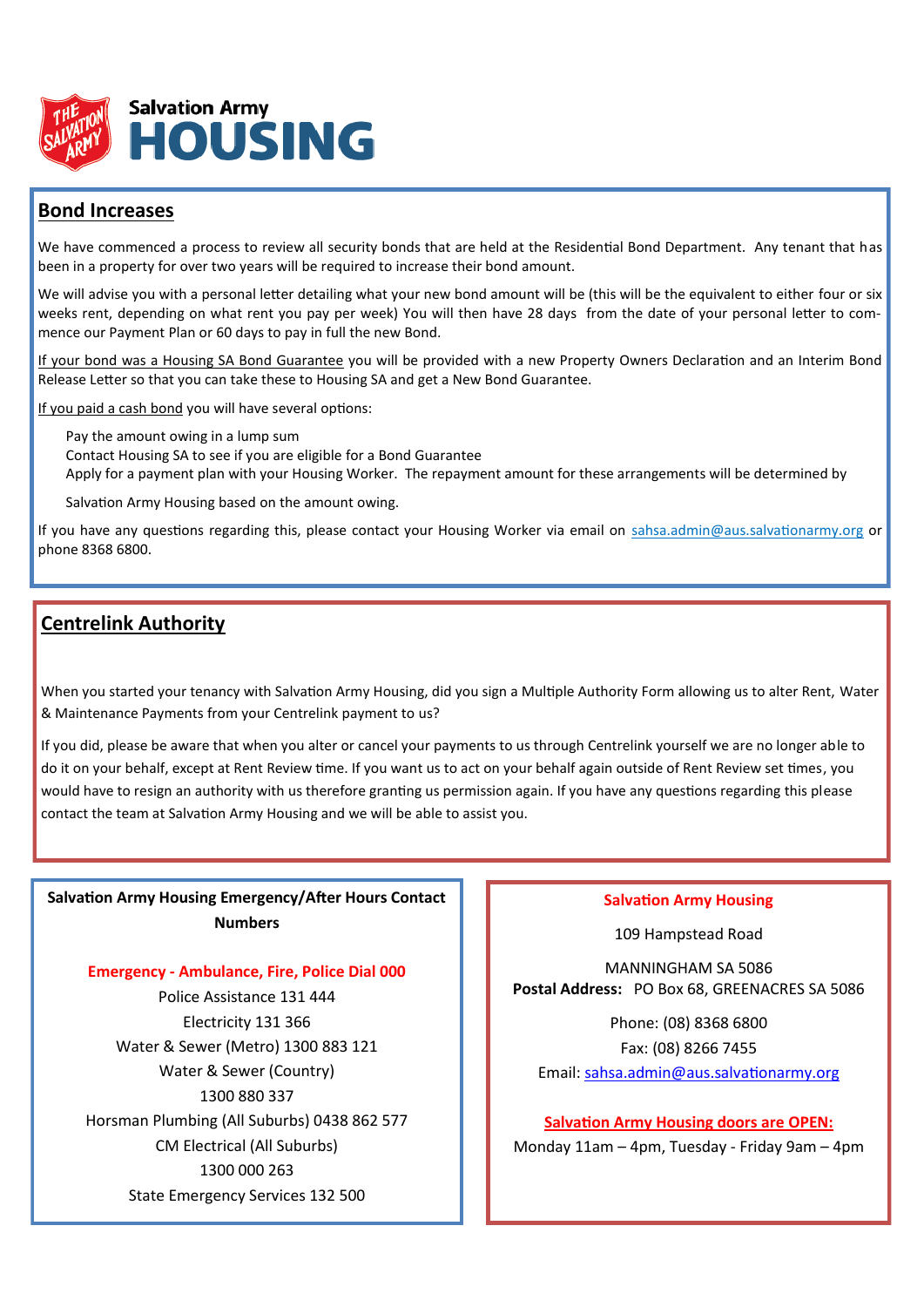Salvation Army

# HOUSING

## Bond Increases

We have commenced a process to review all security bonds that are held at the Residential Bond Department. Any tenant that has been in a property for over two years will be required to increase their bond amount.

We will advise you with a personal letter detailing what your new bond amount will be (this will be the equivalent to either four or six weeks rent, depending on what rent you pay per week) You will then have 28 days from the date of your personal letter to commence our Payment Plan or 60 days to pay in full the new Bond.

If your bond was a Housing SA Bond Guarantee you will be provided with a new Property Owners Declaration and an Interim Bond Release Letter so that you can take these to Housing SA and get a New Bond Guarantee.

If you paid a cash bond you will have several options:

- Pay the amount owing in a lump sum
- Contact Housing SA to see if you are eligible for a Bond Guarantee
- Apply for a payment plan with your Housing Worker. The repayment amount for these arrangements will be determined by Salvation Army Housing based on the amount owing.

If you have any questions regarding this, please contact your Housing Worker via email on sahsa.admin@aus.salvationarmy.org or phone 8368 6800.

## Centrelink Authority

When you started your tenancy with Salvation Army Housing, did you sign a Multiple Authority Form allowing us to alter Rent, Water & Maintenance Payments from your Centrelink payment to us?

If you did, please be aware that when you alter or cancel your payments to us through Centrelink yourself we are no longer able to do it on your behalf, except at Rent Review time. If you want us to act on your behalf again outside of Rent Review set times, you would have to resign an authority with us therefore granting us permission again. If you have any questions regarding this please contact the team at Salvation Army Housing and we will be able to assist you.

**Salvation Army Housing Emergency/After Hours Contact Numbers**

**Emergency - Ambulance, Fire, Police Dial 000**

Police Assistance 131 444
Electricity 131 366
Water & Sewer (Metro) 1300 883 121
Water & Sewer (Country) 1300 880 337
Horsman Plumbing (All Suburbs) 0438 862 577
CM Electrical (All Suburbs) 1300 000 263
State Emergency Services 132 500

**Salvation Army Housing**

109 Hampstead Road
MANNINGHAM SA 5086
**Postal Address:** PO Box 68, GREENACRES SA 5086

Phone: (08) 8368 6800
Fax: (08) 8266 7455
Email: sahsa.admin@aus.salvationarmy.org

**Salvation Army Housing doors are OPEN:**

Monday 11am – 4pm, Tuesday - Friday 9am – 4pm